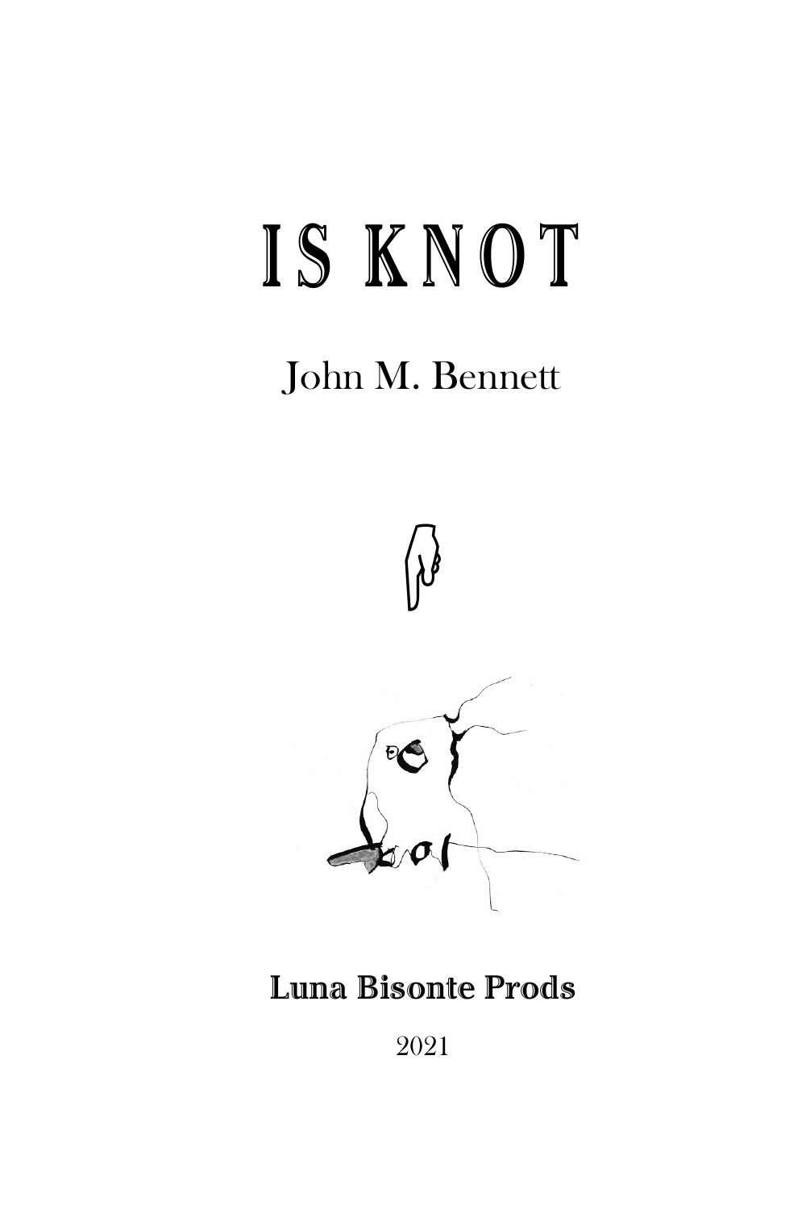# IS KNOT

John M. Bennett

**Luna Bisonte Prods**

2021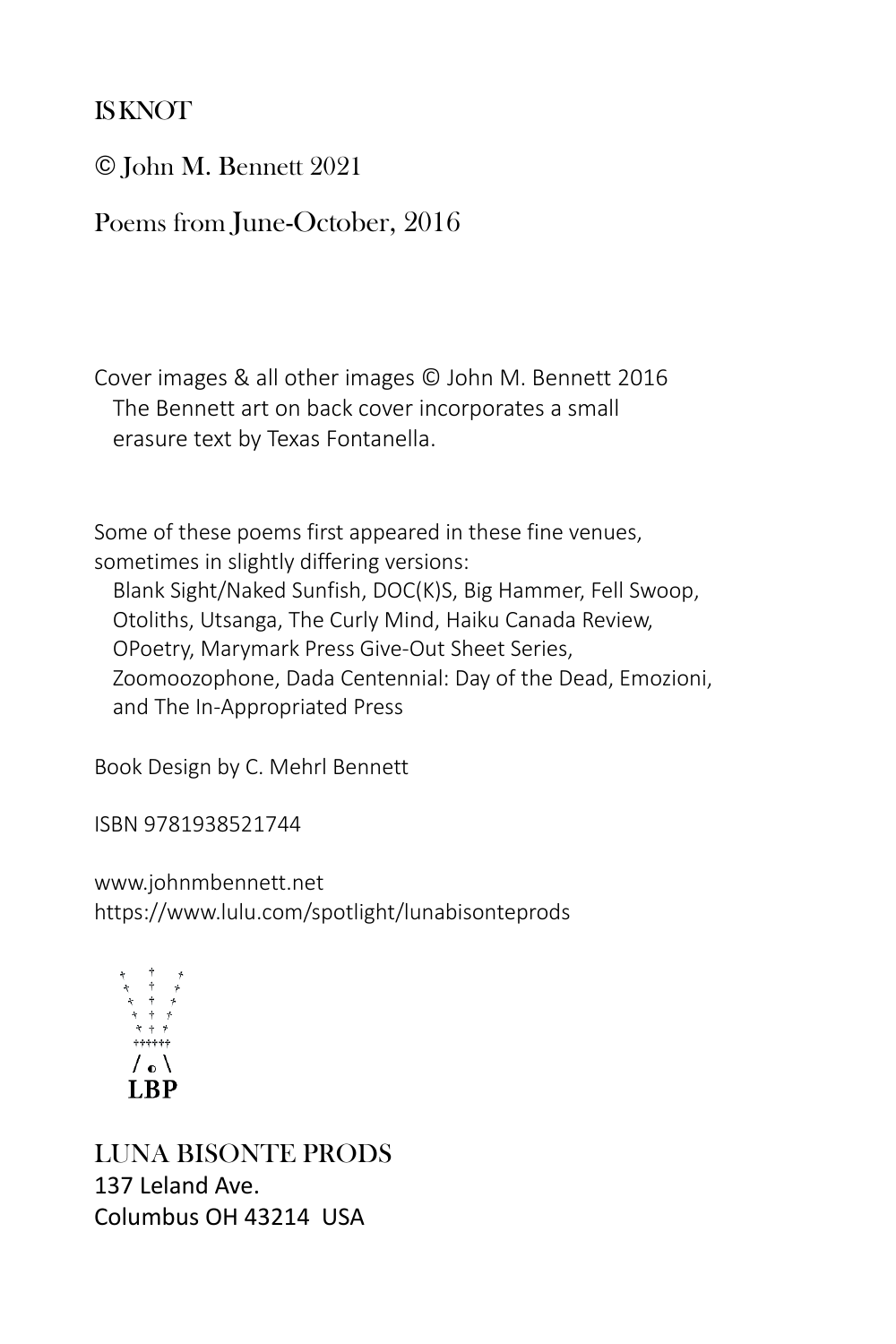IS KNOT

© John M. Bennett 2021

Poems from June-October, 2016

Cover images & all other images © John M. Bennett 2016
The Bennett art on back cover incorporates a small erasure text by Texas Fontanella.

Some of these poems first appeared in these fine venues, sometimes in slightly differing versions:
Blank Sight/Naked Sunfish, DOC(K)S, Big Hammer, Fell Swoop, Otoliths, Utsanga, The Curly Mind, Haiku Canada Review, OPoetry, Marymark Press Give-Out Sheet Series, Zoomoozophone, Dada Centennial: Day of the Dead, Emozioni, and The In-Appropriated Press

Book Design by C. Mehrl Bennett

ISBN 9781938521744

www.johnmbennett.net
https://www.lulu.com/spotlight/lunabisonteprods

LBP

LUNA BISONTE PRODS
137 Leland Ave.
Columbus OH 43214 USA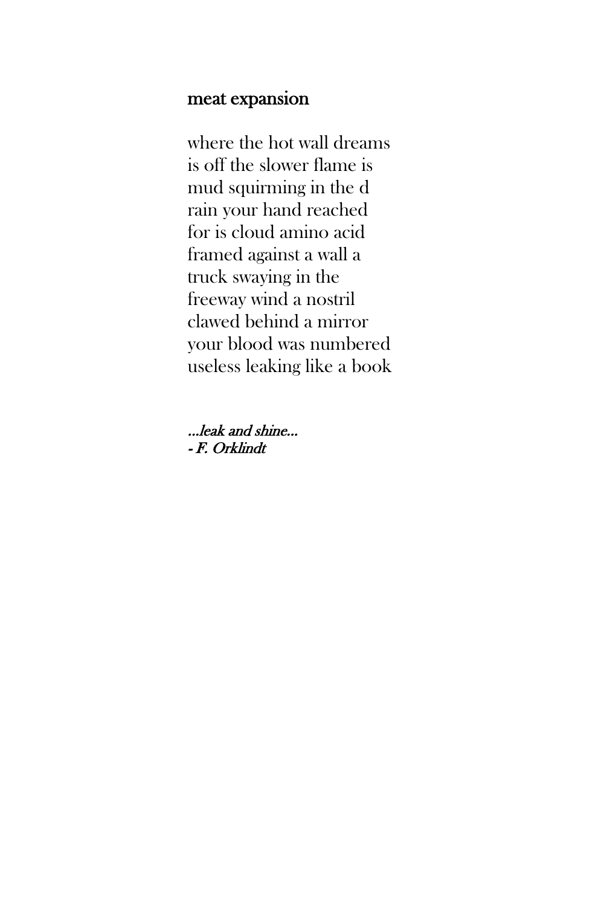## meat expansion

where the hot wall dreams  
is off the slower flame is  
mud squirming in the d  
rain your hand reached  
for is cloud amino acid  
framed against a wall a  
truck swaying in the  
freeway wind a nostril  
clawed behind a mirror  
your blood was numbered  
useless leaking like a book

*...leak and shine...*  
*- F. Orklindt*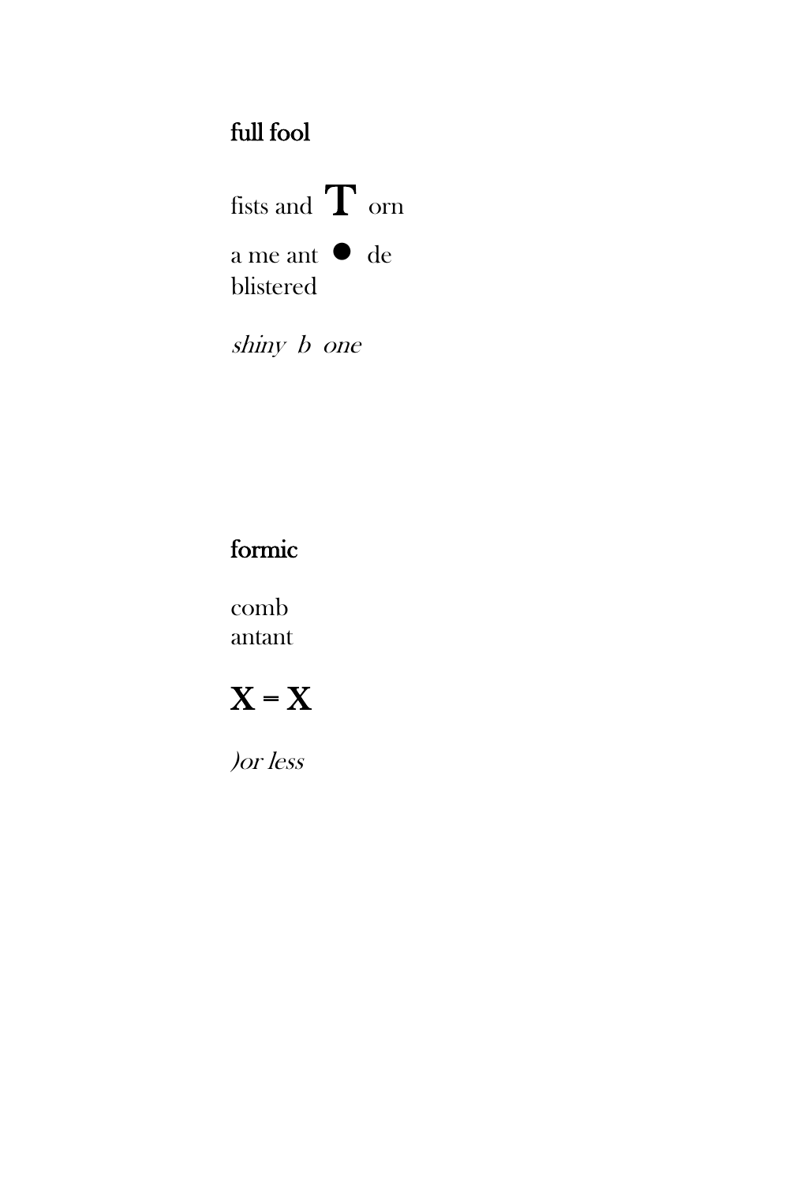## full fool

fists and **T** orn

a me ant ● de
blistered

*shiny  b  one*

## formic

comb
antant

**X = X**

*)or less*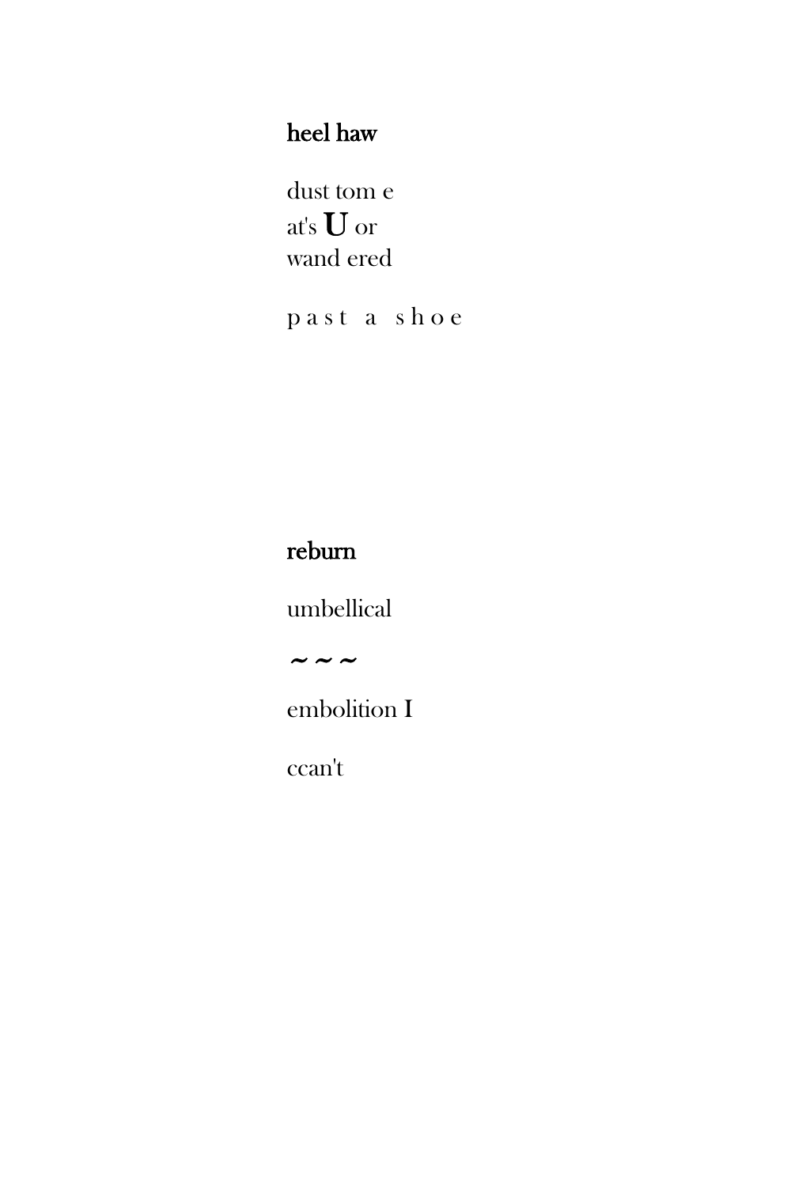## heel haw

dust tom e  
at's **U** or  
wand ered

p a s t   a   s h o e

## reburn

umbellical

**~ ~ ~**

embolition **I**

ccan't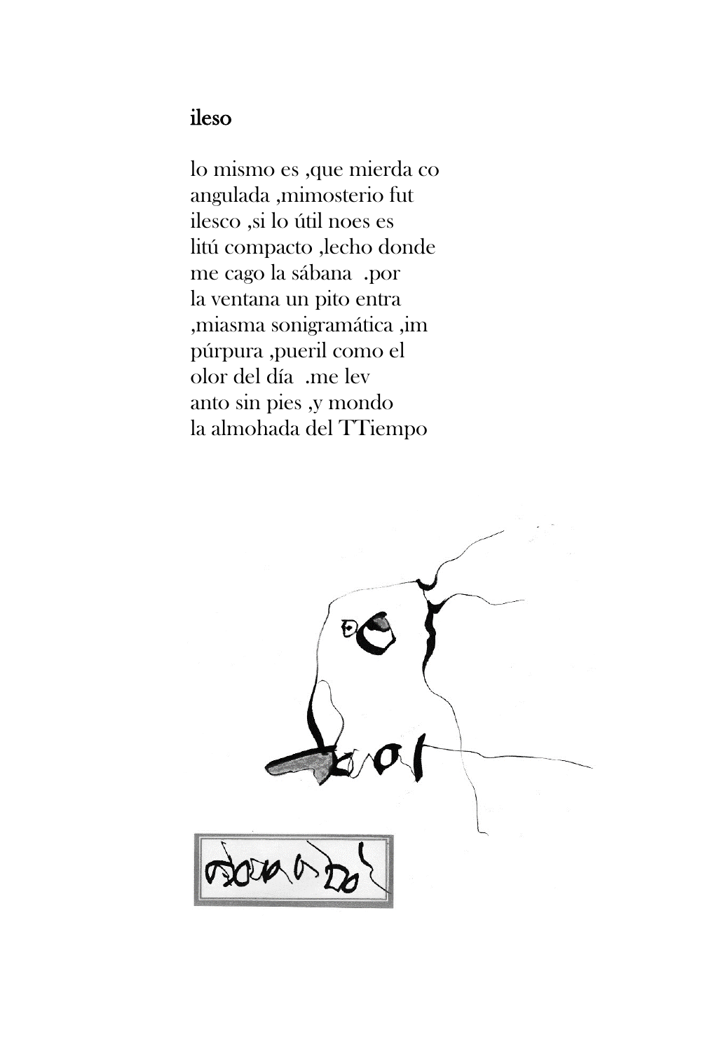ileso

lo mismo es ,que mierda co  
angulada ,mimosterio fut  
ilesco ,si lo útil noes es  
litú compacto ,lecho donde  
me cago la sábana .por  
la ventana un pito entra  
,miasma sonigramática ,im  
púrpura ,pueril como el  
olor del día .me lev  
anto sin pies ,y mondo  
la almohada del TTiempo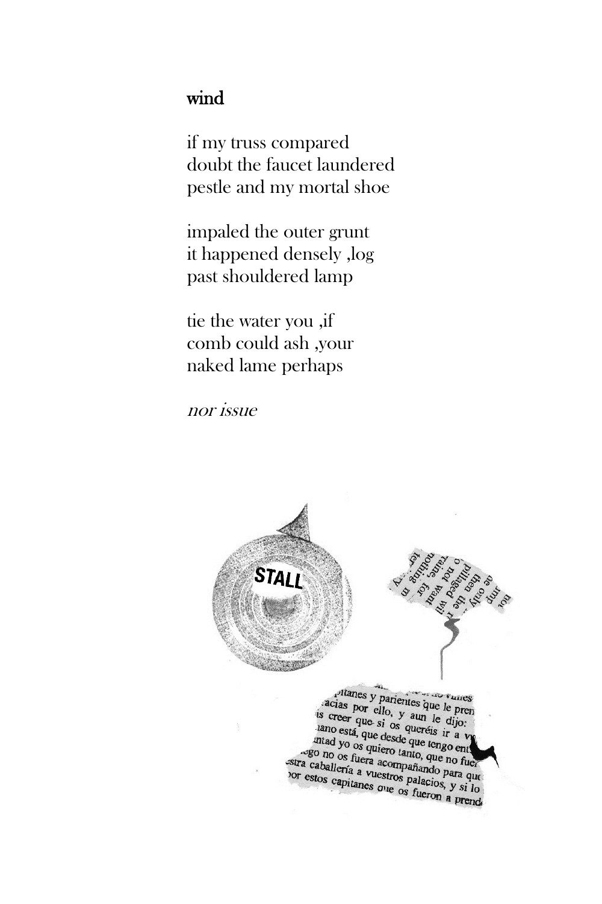## wind

if my truss compared
doubt the faucet laundered
pestle and my mortal shoe

impaled the outer grunt
it happened densely ,log
past shouldered lamp

tie the water you ,if
comb could ash ,your
naked lame perhaps

*nor issue*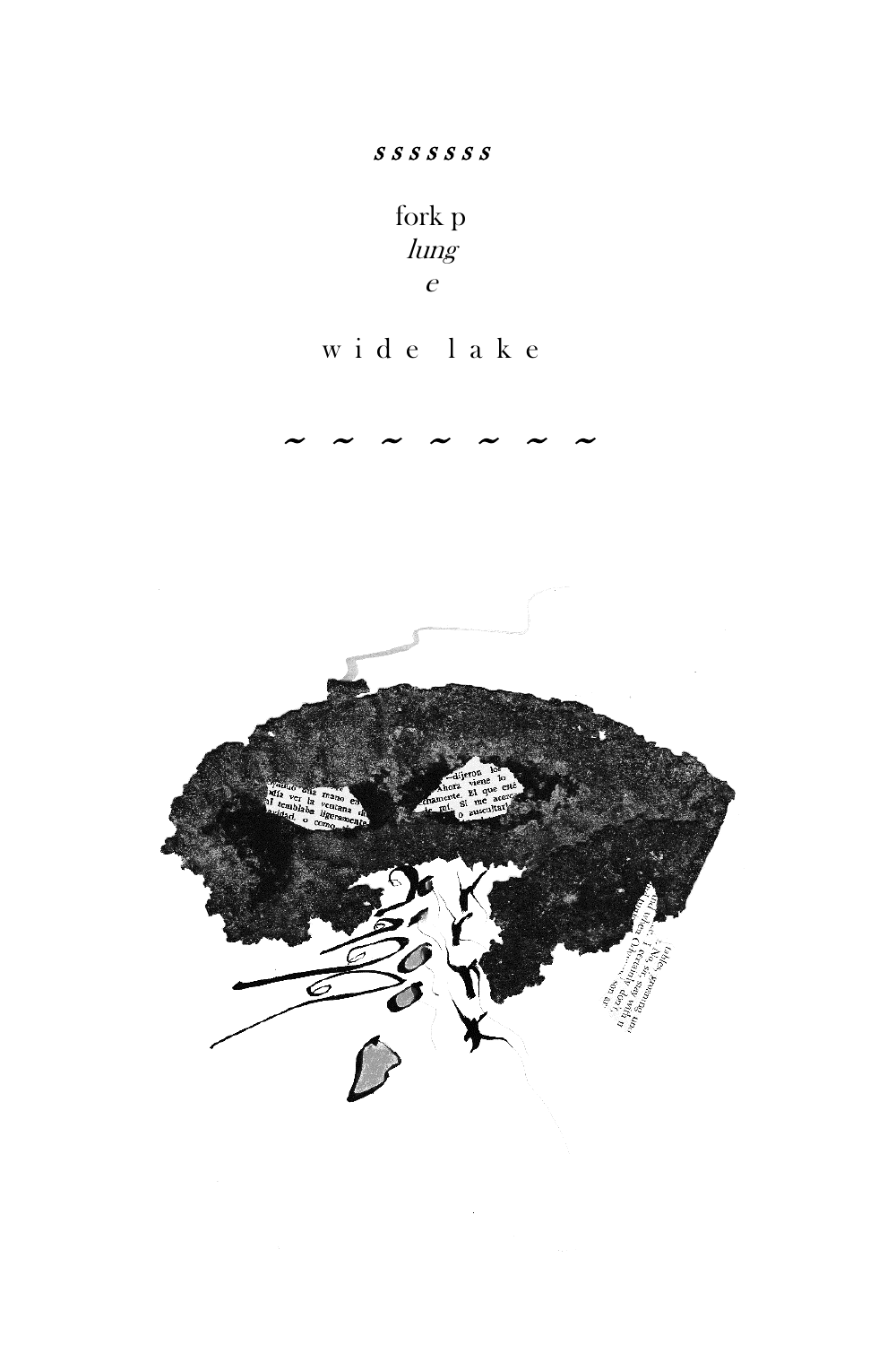*sssssss*

fork p
*lung*
*e*

w i d e   l a k e

~ ~ ~ ~ ~ ~ ~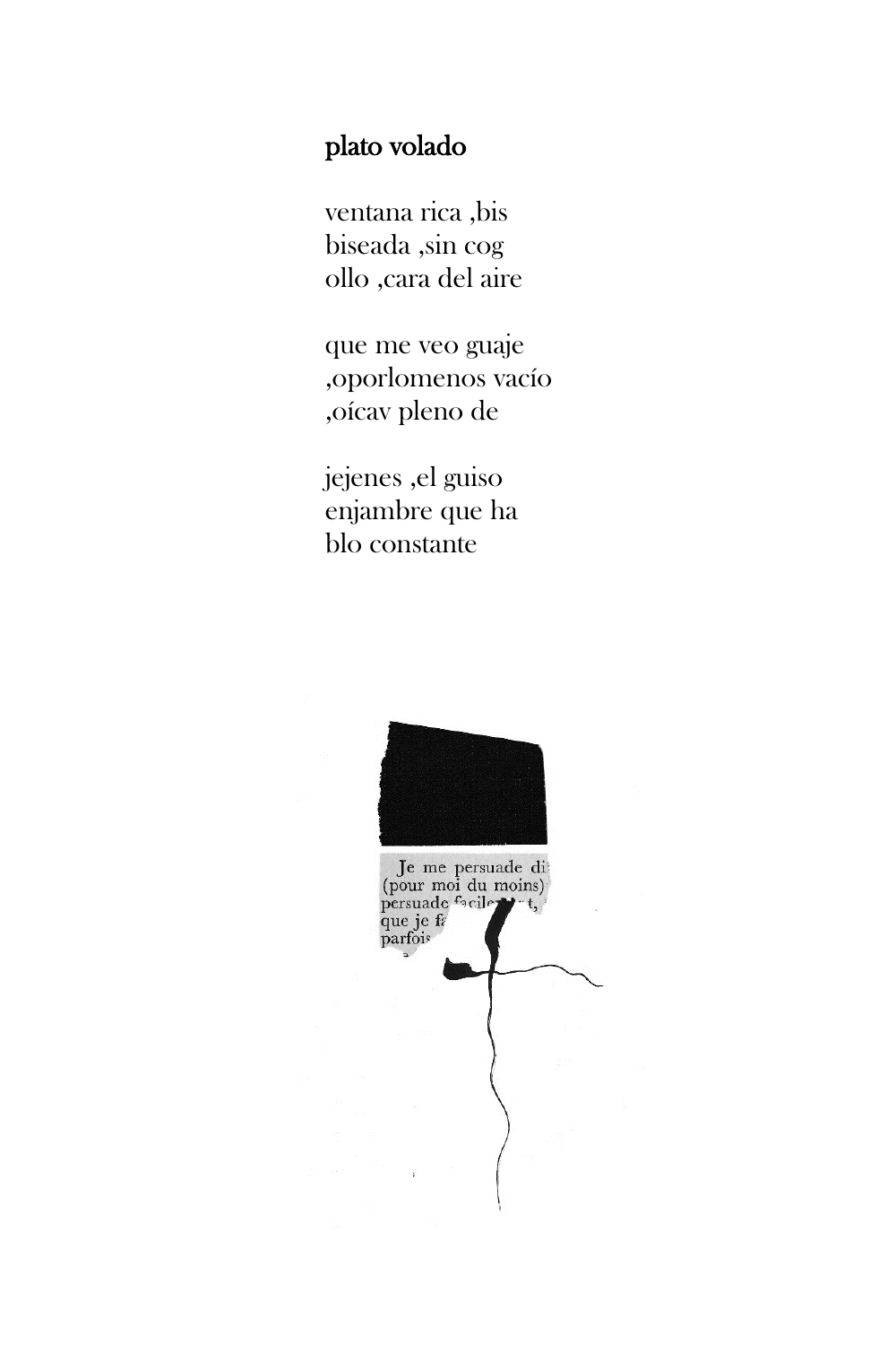## plato volado

ventana rica ,bis  
biseada ,sin cog  
ollo ,cara del aire

que me veo guaje  
,oporlomenos vacío  
,oícav pleno de

jejenes ,el guiso  
enjambre que ha  
blo constante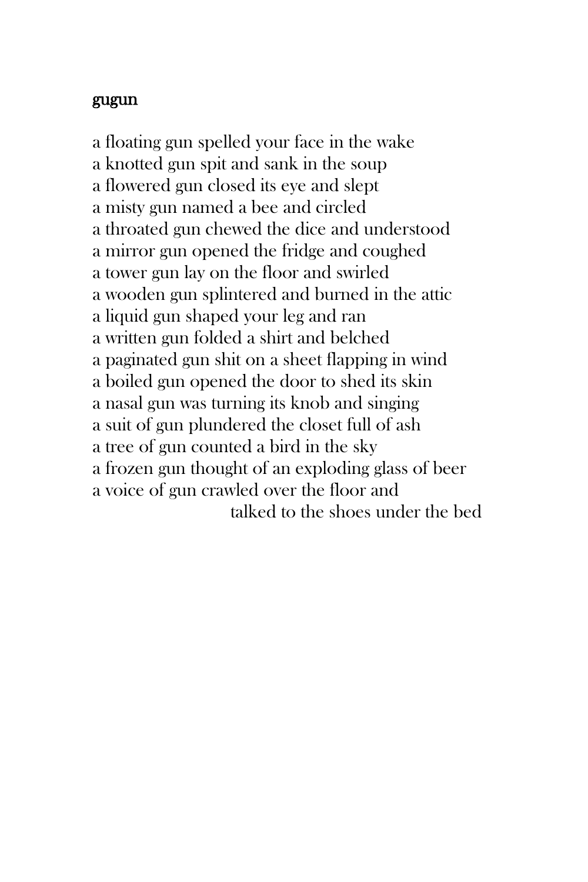**gugun**

a floating gun spelled your face in the wake  
a knotted gun spit and sank in the soup  
a flowered gun closed its eye and slept  
a misty gun named a bee and circled  
a throated gun chewed the dice and understood  
a mirror gun opened the fridge and coughed  
a tower gun lay on the floor and swirled  
a wooden gun splintered and burned in the attic  
a liquid gun shaped your leg and ran  
a written gun folded a shirt and belched  
a paginated gun shit on a sheet flapping in wind  
a boiled gun opened the door to shed its skin  
a nasal gun was turning its knob and singing  
a suit of gun plundered the closet full of ash  
a tree of gun counted a bird in the sky  
a frozen gun thought of an exploding glass of beer  
a voice of gun crawled over the floor and  
                        talked to the shoes under the bed